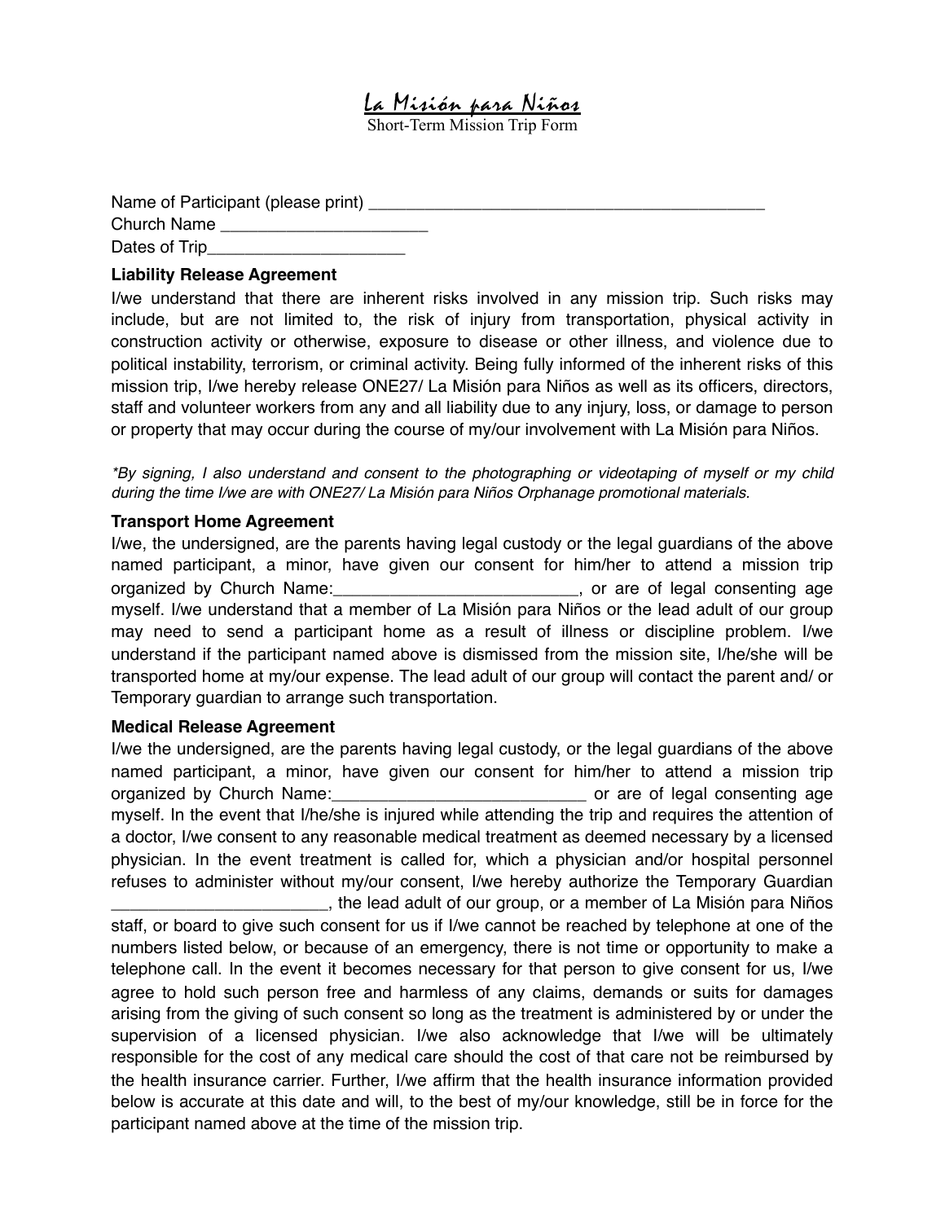# La Misión para Niños

Short-Term Mission Trip Form

Name of Participant (please print) ___________________________________________

Church Name ______________________

Dates of Trip_____________________

**Liability Release Agreement**

I/we understand that there are inherent risks involved in any mission trip. Such risks may include, but are not limited to, the risk of injury from transportation, physical activity in construction activity or otherwise, exposure to disease or other illness, and violence due to political instability, terrorism, or criminal activity. Being fully informed of the inherent risks of this mission trip, I/we hereby release ONE27/ La Misión para Niños as well as its officers, directors, staff and volunteer workers from any and all liability due to any injury, loss, or damage to person or property that may occur during the course of my/our involvement with La Misión para Niños.

*\*By signing, I also understand and consent to the photographing or videotaping of myself or my child during the time I/we are with ONE27/ La Misión para Niños Orphanage promotional materials.*

**Transport Home Agreement**

I/we, the undersigned, are the parents having legal custody or the legal guardians of the above named participant, a minor, have given our consent for him/her to attend a mission trip organized by Church Name:__________________________, or are of legal consenting age myself. I/we understand that a member of La Misión para Niños or the lead adult of our group may need to send a participant home as a result of illness or discipline problem. I/we understand if the participant named above is dismissed from the mission site, I/he/she will be transported home at my/our expense. The lead adult of our group will contact the parent and/ or Temporary guardian to arrange such transportation.

**Medical Release Agreement**

I/we the undersigned, are the parents having legal custody, or the legal guardians of the above named participant, a minor, have given our consent for him/her to attend a mission trip organized by Church Name:___________________________ or are of legal consenting age myself. In the event that I/he/she is injured while attending the trip and requires the attention of a doctor, I/we consent to any reasonable medical treatment as deemed necessary by a licensed physician. In the event treatment is called for, which a physician and/or hospital personnel refuses to administer without my/our consent, I/we hereby authorize the Temporary Guardian ______________________, the lead adult of our group, or a member of La Misión para Niños staff, or board to give such consent for us if I/we cannot be reached by telephone at one of the numbers listed below, or because of an emergency, there is not time or opportunity to make a telephone call. In the event it becomes necessary for that person to give consent for us, I/we agree to hold such person free and harmless of any claims, demands or suits for damages arising from the giving of such consent so long as the treatment is administered by or under the supervision of a licensed physician. I/we also acknowledge that I/we will be ultimately responsible for the cost of any medical care should the cost of that care not be reimbursed by the health insurance carrier. Further, I/we affirm that the health insurance information provided below is accurate at this date and will, to the best of my/our knowledge, still be in force for the participant named above at the time of the mission trip.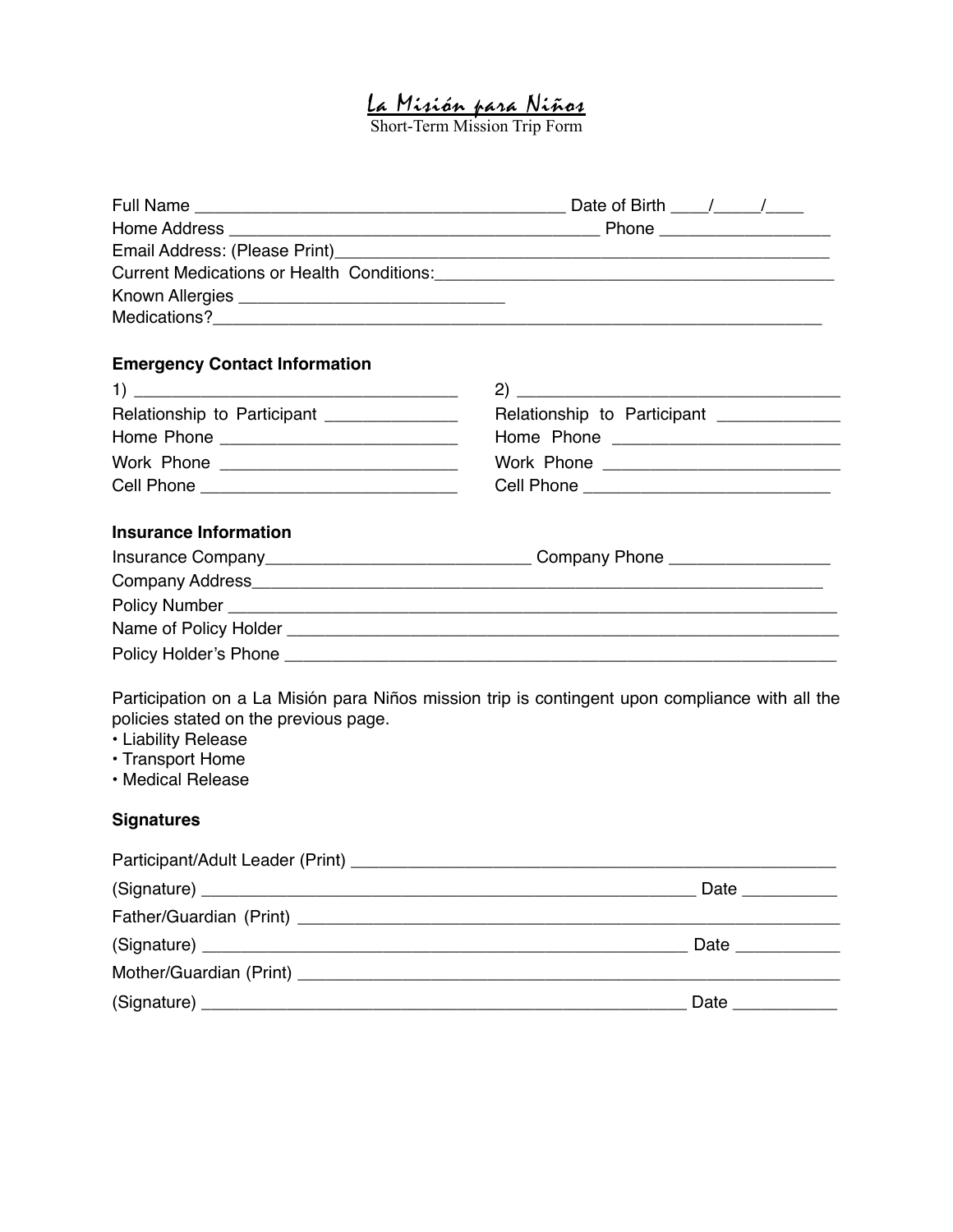# La Misión para Niños

Short-Term Mission Trip Form

Full Name ______________________________________ Date of Birth ____/_____/____

Home Address ______________________________________ Phone __________________

Email Address: (Please Print)______________________________________________________

Current Medications or Health Conditions:___________________________________________

Known Allergies ____________________________

Medications?_________________________________________________________________

**Emergency Contact Information**

| | |
|---|---|
| 1) ______________________________ | 2) ______________________________ |
| Relationship to Participant ______________ | Relationship to Participant _____________ |
| Home Phone _________________________ | Home Phone ________________________ |
| Work Phone _________________________ | Work Phone _________________________ |
| Cell Phone ___________________________ | Cell Phone __________________________ |

**Insurance Information**

Insurance Company____________________________ Company Phone _________________

Company Address______________________________________________________________

Policy Number ________________________________________________________________

Name of Policy Holder _________________________________________________________

Policy Holder's Phone _________________________________________________________

Participation on a La Misión para Niños mission trip is contingent upon compliance with all the policies stated on the previous page.

- Liability Release
- Transport Home
- Medical Release

**Signatures**

Participant/Adult Leader (Print) __________________________________________________

(Signature) _______________________________________________________ Date __________

Father/Guardian (Print) _________________________________________________________

(Signature) ______________________________________________________ Date ___________

Mother/Guardian (Print) ________________________________________________________

(Signature) ______________________________________________________ Date ___________